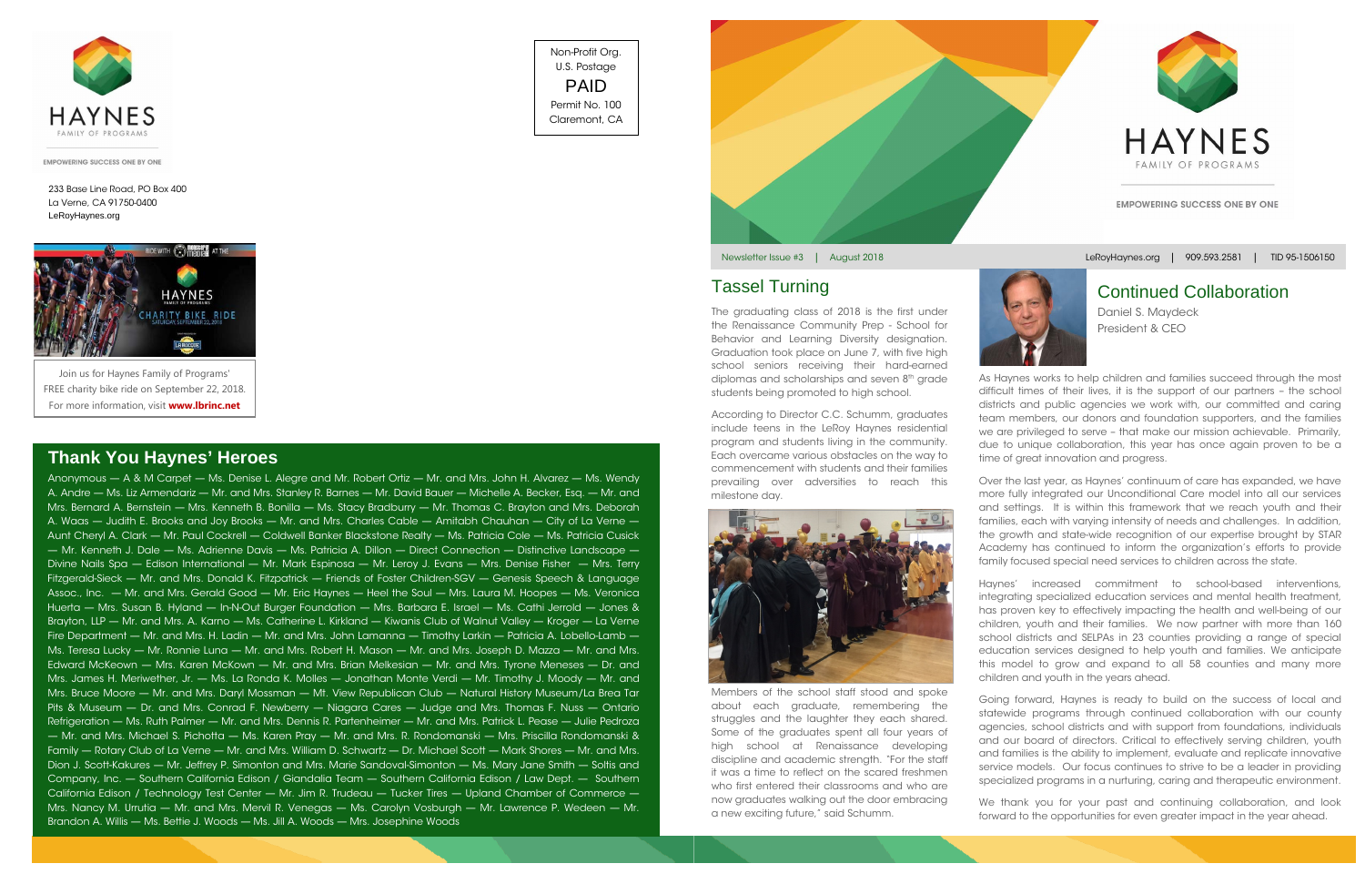HAYNES
FAMILY OF PROGRAMS

EMPOWERING SUCCESS ONE BY ONE

233 Base Line Road, PO Box 400
La Verne, CA 91750-0400
LeRoyHaynes.org

Non-Profit Org.
U.S. Postage
PAID
Permit No. 100
Claremont, CA

Join us for Haynes Family of Programs' FREE charity bike ride on September 22, 2018. For more information, visit **www.lbrinc.net**

HAYNES
FAMILY OF PROGRAMS

EMPOWERING SUCCESS ONE BY ONE

Newsletter Issue #3 | August 2018

LeRoyHaynes.org | 909.593.2581 | TID 95-1506150

## Thank You Haynes' Heroes

Anonymous — A & M Carpet — Ms. Denise L. Alegre and Mr. Robert Ortiz — Mr. and Mrs. John H. Alvarez — Ms. Wendy A. Andre — Ms. Liz Armendariz — Mr. and Mrs. Stanley R. Barnes — Mr. David Bauer — Michelle A. Becker, Esq. — Mr. and Mrs. Bernard A. Bernstein — Mrs. Kenneth B. Bonilla — Ms. Stacy Bradbury — Mr. Thomas C. Brayton and Mrs. Deborah A. Waas — Judith E. Brooks and Joy Brooks — Mr. and Mrs. Charles Cable — Amitabh Chauhan — City of La Verne — Aunt Cheryl A. Clark — Mr. Paul Cockrell — Coldwell Banker Blackstone Realty — Ms. Patricia Cole — Ms. Patricia Cusick — Mr. Kenneth J. Dale — Ms. Adrienne Davis — Ms. Patricia A. Dillon — Direct Connection — Distinctive Landscape — Divine Nails Spa — Edison International — Mr. Mark Espinosa — Mr. Leroy J. Evans — Mrs. Denise Fisher — Mrs. Terry Fitzgerald-Sieck — Mr. and Mrs. Donald K. Fitzpatrick — Friends of Foster Children-SGV — Genesis Speech & Language Assoc., Inc. — Mr. and Mrs. Gerald Good — Mr. Eric Haynes — Heel the Soul — Mrs. Laura M. Hoopes — Ms. Veronica Huerta — Mrs. Susan B. Hyland — In-N-Out Burger Foundation — Mrs. Barbara E. Israel — Ms. Cathi Jerrold — Jones & Brayton, LLP — Mr. and Mrs. A. Karno — Ms. Catherine L. Kirkland — Kiwanis Club of Walnut Valley — Kroger — La Verne Fire Department — Mr. and Mrs. H. Ladin — Mr. and Mrs. John Lamanna — Timothy Larkin — Patricia A. Lobello-Lamb — Ms. Teresa Lucky — Mr. Ronnie Luna — Mr. and Mrs. Robert H. Mason — Mr. and Mrs. Joseph D. Mazza — Mr. and Mrs. Edward McKeown — Mrs. Karen McKown — Mr. and Mrs. Brian Melkesian — Mr. and Mrs. Tyrone Meneses — Dr. and Mrs. James H. Meriwether, Jr. — Ms. La Ronda K. Molles — Jonathan Monte Verdi — Mr. Timothy J. Moody — Mr. and Mrs. Bruce Moore — Mr. and Mrs. Daryl Mossman — Mt. View Republican Club — Natural History Museum/La Brea Tar Pits & Museum — Dr. and Mrs. Conrad F. Newberry — Niagara Cares — Judge and Mrs. Thomas F. Nuss — Ontario Refrigeration — Ms. Ruth Palmer — Mr. and Mrs. Dennis R. Partenheimer — Mr. and Mrs. Patrick L. Pease — Julie Pedroza — Mr. and Mrs. Michael S. Pichotta — Ms. Karen Pray — Mr. and Mrs. R. Rondomanski — Mrs. Priscilla Rondomanski & Family — Rotary Club of La Verne — Mr. and Mrs. William D. Schwartz — Dr. Michael Scott — Mark Shores — Mr. and Mrs. Dion J. Scott-Kakures — Mr. Jeffrey P. Simonton and Mrs. Marie Sandoval-Simonton — Ms. Mary Jane Smith — Soltis and Company, Inc. — Southern California Edison / Giandalia Team — Southern California Edison / Law Dept. — Southern California Edison / Technology Test Center — Mr. Jim R. Trudeau — Tucker Tires — Upland Chamber of Commerce — Mrs. Nancy M. Urrutia — Mr. and Mrs. Mervil R. Venegas — Ms. Carolyn Vosburgh — Mr. Lawrence P. Wedeen — Mr. Brandon A. Willis — Ms. Bettie J. Woods — Ms. Jill A. Woods — Mrs. Josephine Woods

## Tassel Turning

The graduating class of 2018 is the first under the Renaissance Community Prep - School for Behavior and Learning Diversity designation. Graduation took place on June 7, with five high school seniors receiving their hard-earned diplomas and scholarships and seven 8th grade students being promoted to high school.

According to Director C.C. Schumm, graduates include teens in the LeRoy Haynes residential program and students living in the community. Each overcame various obstacles on the way to commencement with students and their families prevailing over adversities to reach this milestone day.

Members of the school staff stood and spoke about each graduate, remembering the struggles and the laughter they each shared. Some of the graduates spent all four years of high school at Renaissance developing discipline and academic strength. "For the staff it was a time to reflect on the scared freshmen who first entered their classrooms and who are now graduates walking out the door embracing a new exciting future," said Schumm.

## Continued Collaboration

Daniel S. Maydeck
President & CEO

As Haynes works to help children and families succeed through the most difficult times of their lives, it is the support of our partners – the school districts and public agencies we work with, our committed and caring team members, our donors and foundation supporters, and the families we are privileged to serve – that make our mission achievable. Primarily, due to unique collaboration, this year has once again proven to be a time of great innovation and progress.

Over the last year, as Haynes' continuum of care has expanded, we have more fully integrated our Unconditional Care model into all our services and settings. It is within this framework that we reach youth and their families, each with varying intensity of needs and challenges. In addition, the growth and state-wide recognition of our expertise brought by STAR Academy has continued to inform the organization's efforts to provide family focused special need services to children across the state.

Haynes' increased commitment to school-based interventions, integrating specialized education services and mental health treatment, has proven key to effectively impacting the health and well-being of our children, youth and their families. We now partner with more than 160 school districts and SELPAs in 23 counties providing a range of special education services designed to help youth and families. We anticipate this model to grow and expand to all 58 counties and many more children and youth in the years ahead.

Going forward, Haynes is ready to build on the success of local and statewide programs through continued collaboration with our county agencies, school districts and with support from foundations, individuals and our board of directors. Critical to effectively serving children, youth and families is the ability to implement, evaluate and replicate innovative service models. Our focus continues to strive to be a leader in providing specialized programs in a nurturing, caring and therapeutic environment.

We thank you for your past and continuing collaboration, and look forward to the opportunities for even greater impact in the year ahead.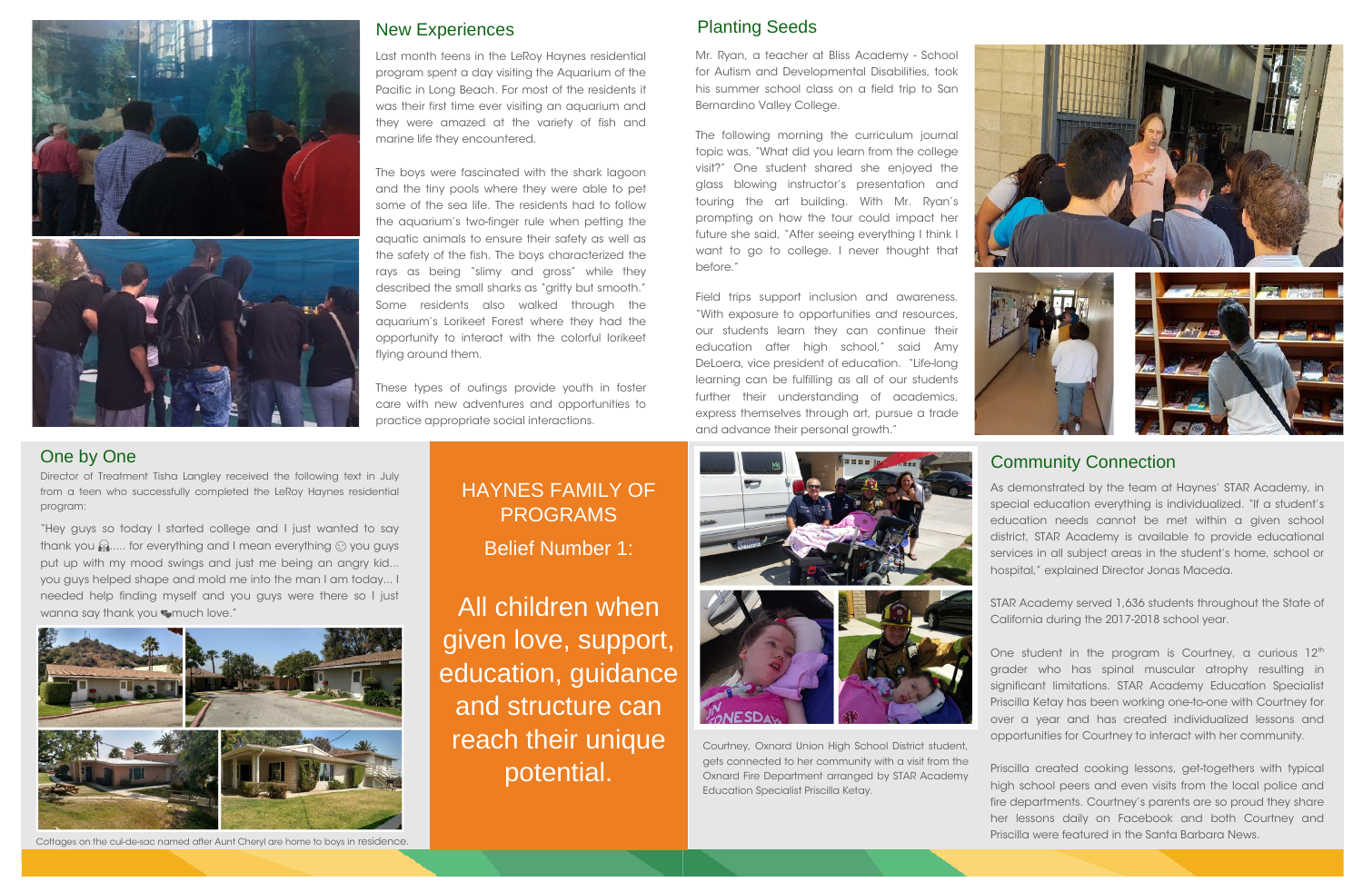## New Experiences

Last month teens in the LeRoy Haynes residential program spent a day visiting the Aquarium of the Pacific in Long Beach. For most of the residents it was their first time ever visiting an aquarium and they were amazed at the variety of fish and marine life they encountered.

The boys were fascinated with the shark lagoon and the tiny pools where they were able to pet some of the sea life. The residents had to follow the aquarium's two-finger rule when petting the aquatic animals to ensure their safety as well as the safety of the fish. The boys characterized the rays as being "slimy and gross" while they described the small sharks as "gritty but smooth." Some residents also walked through the aquarium's Lorikeet Forest where they had the opportunity to interact with the colorful lorikeet flying around them.

These types of outings provide youth in foster care with new adventures and opportunities to practice appropriate social interactions.

## Planting Seeds

Mr. Ryan, a teacher at Bliss Academy - School for Autism and Developmental Disabilities, took his summer school class on a field trip to San Bernardino Valley College.

The following morning the curriculum journal topic was, "What did you learn from the college visit?" One student shared she enjoyed the glass blowing instructor's presentation and touring the art building. With Mr. Ryan's prompting on how the tour could impact her future she said, "After seeing everything I think I want to go to college. I never thought that before."

Field trips support inclusion and awareness. "With exposure to opportunities and resources, our students learn they can continue their education after high school," said Amy DeLoera, vice president of education. "Life-long learning can be fulfilling as all of our students further their understanding of academics, express themselves through art, pursue a trade and advance their personal growth."

## One by One

Director of Treatment Tisha Langley received the following text in July from a teen who successfully completed the LeRoy Haynes residential program:

"Hey guys so today I started college and I just wanted to say thank you 🙏..... for everything and I mean everything ☺ you guys put up with my mood swings and just me being an angry kid... you guys helped shape and mold me into the man I am today... I needed help finding myself and you guys were there so I just wanna say thank you ❤much love."

Cottages on the cul-de-sac named after Aunt Cheryl are home to boys in residence.

## HAYNES FAMILY OF PROGRAMS

Belief Number 1:

All children when given love, support, education, guidance and structure can reach their unique potential.

Courtney, Oxnard Union High School District student, gets connected to her community with a visit from the Oxnard Fire Department arranged by STAR Academy Education Specialist Priscilla Ketay.

## Community Connection

As demonstrated by the team at Haynes' STAR Academy, in special education everything is individualized. "If a student's education needs cannot be met within a given school district, STAR Academy is available to provide educational services in all subject areas in the student's home, school or hospital," explained Director Jonas Maceda.

STAR Academy served 1,636 students throughout the State of California during the 2017-2018 school year.

One student in the program is Courtney, a curious 12th grader who has spinal muscular atrophy resulting in significant limitations. STAR Academy Education Specialist Priscilla Ketay has been working one-to-one with Courtney for over a year and has created individualized lessons and opportunities for Courtney to interact with her community.

Priscilla created cooking lessons, get-togethers with typical high school peers and even visits from the local police and fire departments. Courtney's parents are so proud they share her lessons daily on Facebook and both Courtney and Priscilla were featured in the Santa Barbara News.